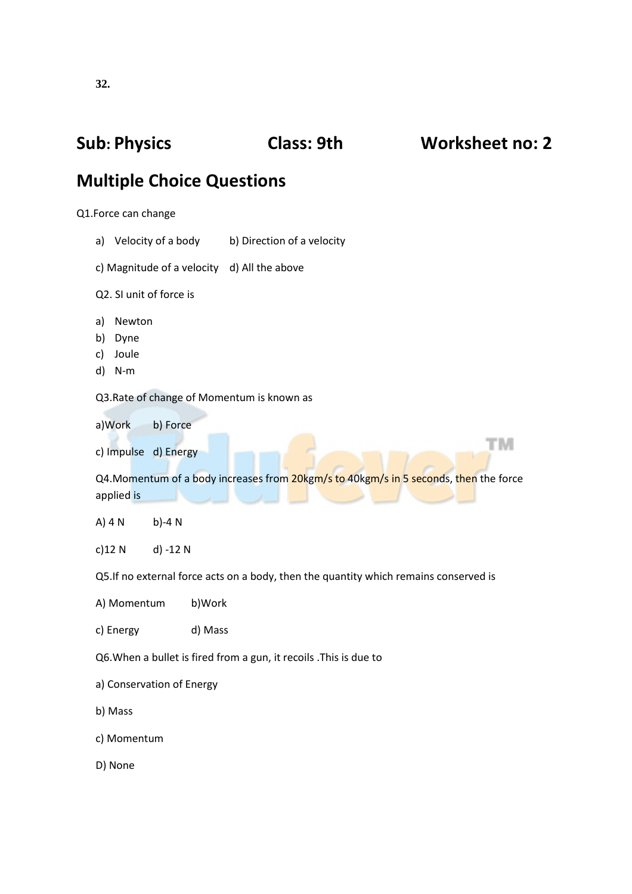**32.**

## Sub: Physics Class: 9th Worksheet no: 2

## Multiple Choice Questions

Q1.Force can change

a) Velocity of a body b) Direction of a velocity

c) Magnitude of a velocity d) All the above

Q2. SI unit of force is

a) Newton
b) Dyne
c) Joule
d) N-m

Q3.Rate of change of Momentum is known as

a)Work b) Force

c) Impulse d) Energy

Q4.Momentum of a body increases from 20kgm/s to 40kgm/s in 5 seconds, then the force applied is

A) 4 N b)-4 N

c)12 N d) -12 N

Q5.If no external force acts on a body, then the quantity which remains conserved is

A) Momentum b)Work

c) Energy d) Mass

Q6.When a bullet is fired from a gun, it recoils .This is due to

a) Conservation of Energy

b) Mass

c) Momentum

D) None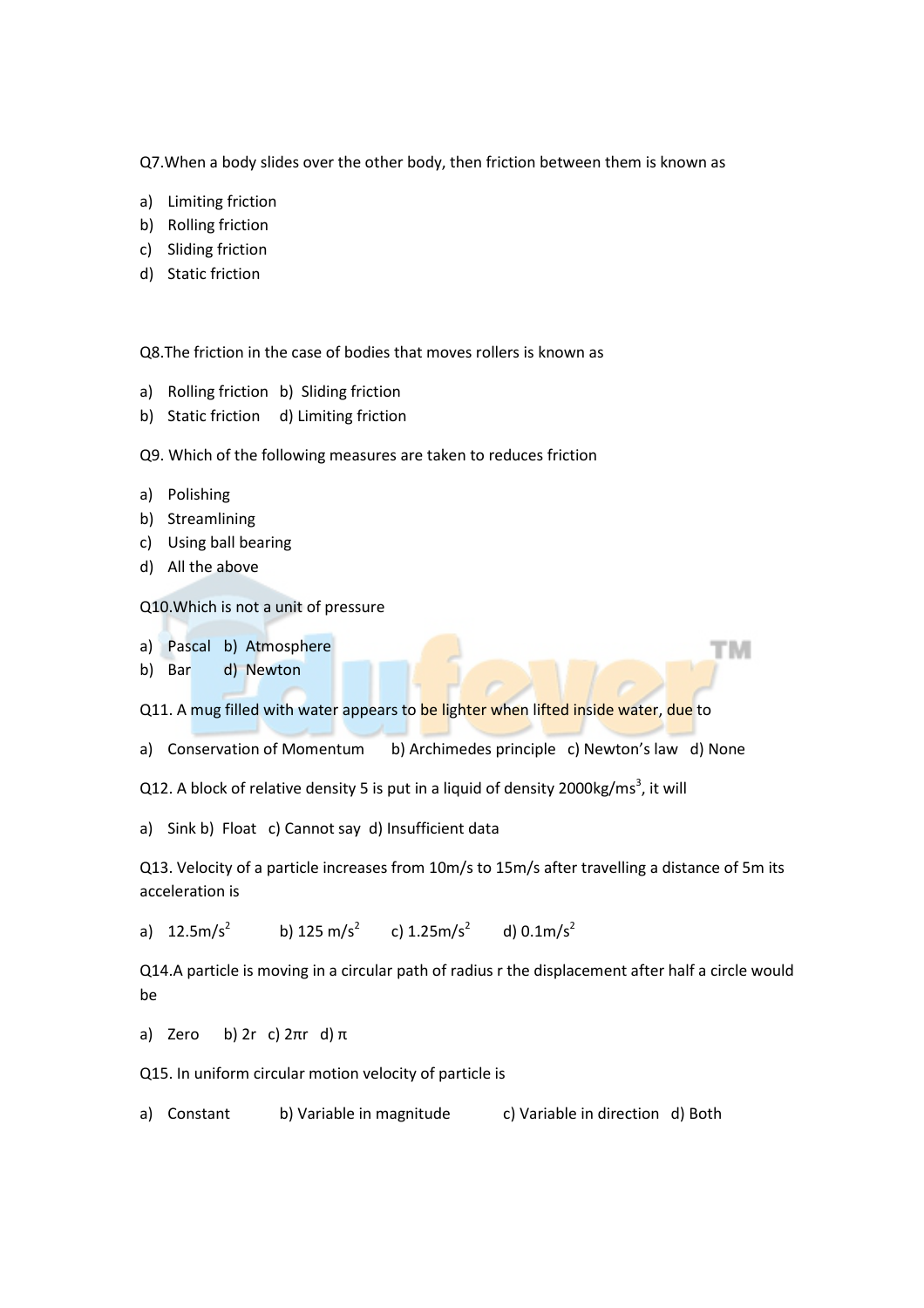Q7.When a body slides over the other body, then friction between them is known as

a) Limiting friction
b) Rolling friction
c) Sliding friction
d) Static friction

Q8.The friction in the case of bodies that moves rollers is known as

a) Rolling friction b) Sliding friction
b) Static friction d) Limiting friction

Q9. Which of the following measures are taken to reduces friction

a) Polishing
b) Streamlining
c) Using ball bearing
d) All the above

Q10.Which is not a unit of pressure

a) Pascal b) Atmosphere
b) Bar d) Newton

Q11. A mug filled with water appears to be lighter when lifted inside water, due to

a) Conservation of Momentum b) Archimedes principle c) Newton's law d) None

Q12. A block of relative density 5 is put in a liquid of density $2000 kg/ms^3$, it will

a) Sink b) Float c) Cannot say d) Insufficient data

Q13. Velocity of a particle increases from 10m/s to 15m/s after travelling a distance of 5m its acceleration is

a) $12.5 m/s^2$ b) $125 m/s^2$ c) $1.25 m/s^2$ d) $0.1 m/s^2$

Q14.A particle is moving in a circular path of radius r the displacement after half a circle would be

a) Zero b) 2r c) $2\pi r$ d) $\pi$

Q15. In uniform circular motion velocity of particle is

a) Constant b) Variable in magnitude c) Variable in direction d) Both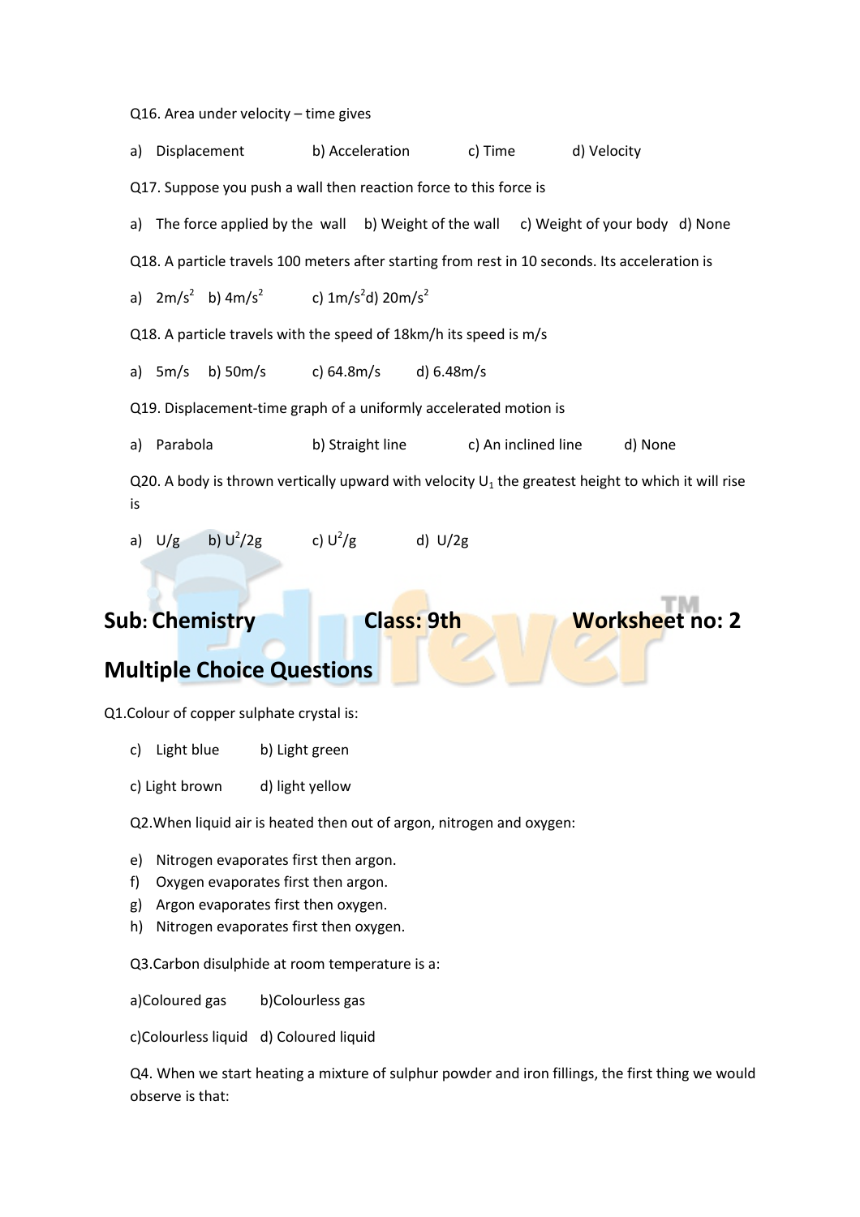Q16. Area under velocity – time gives

a) Displacement b) Acceleration c) Time d) Velocity

Q17. Suppose you push a wall then reaction force to this force is

a) The force applied by the wall b) Weight of the wall c) Weight of your body d) None

Q18. A particle travels 100 meters after starting from rest in 10 seconds. Its acceleration is

a) $2m/s^2$ b) $4m/s^2$ c) $1m/s^2$ d) $20m/s^2$

Q18. A particle travels with the speed of 18km/h its speed is m/s

a) 5m/s b) 50m/s c) 64.8m/s d) 6.48m/s

Q19. Displacement-time graph of a uniformly accelerated motion is

a) Parabola b) Straight line c) An inclined line d) None

Q20. A body is thrown vertically upward with velocity $U_1$ the greatest height to which it will rise is

a) U/g b) $U^2/2g$ c) $U^2/g$ d) U/2g

## Sub: Chemistry Class: 9th Worksheet no: 2

## Multiple Choice Questions

Q1.Colour of copper sulphate crystal is:

c) Light blue b) Light green

c) Light brown d) light yellow

Q2.When liquid air is heated then out of argon, nitrogen and oxygen:

e) Nitrogen evaporates first then argon.
f) Oxygen evaporates first then argon.
g) Argon evaporates first then oxygen.
h) Nitrogen evaporates first then oxygen.

Q3.Carbon disulphide at room temperature is a:

a)Coloured gas b)Colourless gas

c)Colourless liquid d) Coloured liquid

Q4. When we start heating a mixture of sulphur powder and iron fillings, the first thing we would observe is that: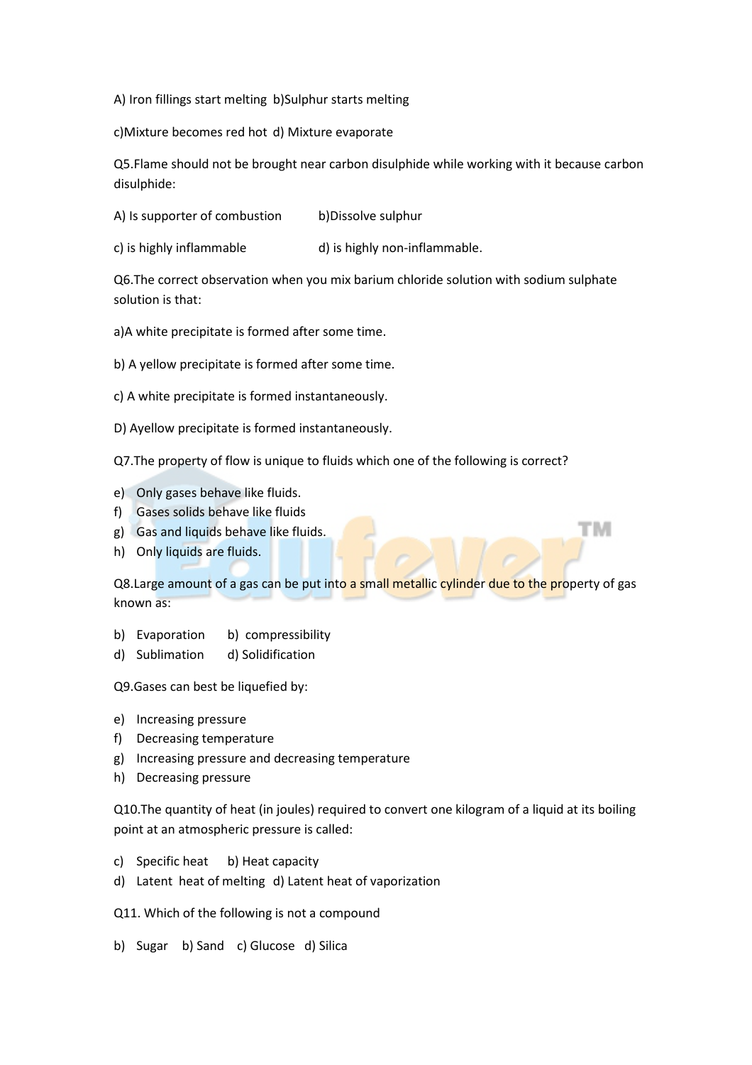A) Iron fillings start melting  b)Sulphur starts melting

c)Mixture becomes red hot  d) Mixture evaporate

Q5.Flame should not be brought near carbon disulphide while working with it because carbon disulphide:

A) Is supporter of combustion     b)Dissolve sulphur

c) is highly inflammable     d) is highly non-inflammable.

Q6.The correct observation when you mix barium chloride solution with sodium sulphate solution is that:

a)A white precipitate is formed after some time.

b) A yellow precipitate is formed after some time.

c) A white precipitate is formed instantaneously.

D) Ayellow precipitate is formed instantaneously.

Q7.The property of flow is unique to fluids which one of the following is correct?

e) Only gases behave like fluids.
f) Gases solids behave like fluids
g) Gas and liquids behave like fluids.
h) Only liquids are fluids.

Q8.Large amount of a gas can be put into a small metallic cylinder due to the property of gas known as:

b) Evaporation     b) compressibility
d) Sublimation     d) Solidification

Q9.Gases can best be liquefied by:

e) Increasing pressure
f) Decreasing temperature
g) Increasing pressure and decreasing temperature
h) Decreasing pressure

Q10.The quantity of heat (in joules) required to convert one kilogram of a liquid at its boiling point at an atmospheric pressure is called:

c) Specific heat     b) Heat capacity
d) Latent heat of melting  d) Latent heat of vaporization

Q11. Which of the following is not a compound

b) Sugar   b) Sand   c) Glucose   d) Silica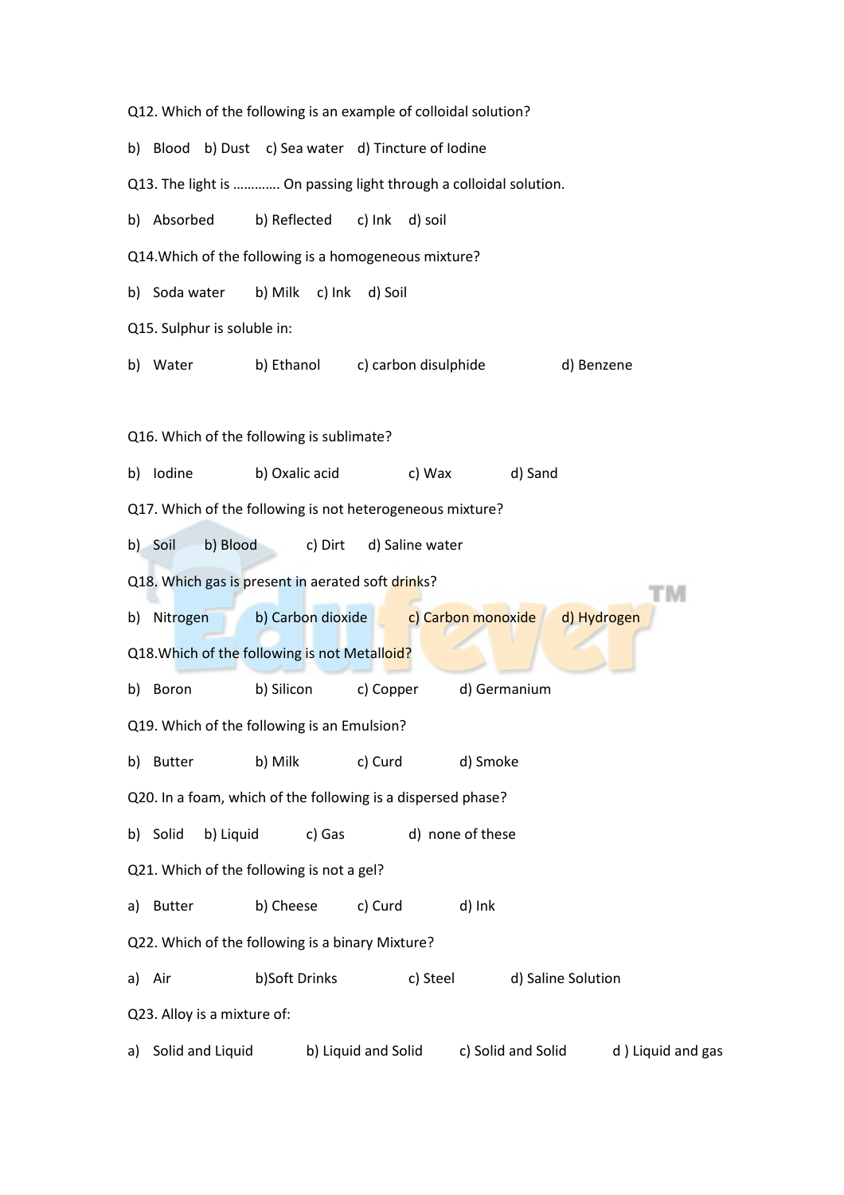Q12. Which of the following is an example of colloidal solution?

b) Blood b) Dust c) Sea water d) Tincture of Iodine

Q13. The light is ………… On passing light through a colloidal solution.

b) Absorbed b) Reflected c) Ink d) soil

Q14.Which of the following is a homogeneous mixture?

b) Soda water b) Milk c) Ink d) Soil

Q15. Sulphur is soluble in:

b) Water b) Ethanol c) carbon disulphide d) Benzene

Q16. Which of the following is sublimate?

b) Iodine b) Oxalic acid c) Wax d) Sand

Q17. Which of the following is not heterogeneous mixture?

b) Soil b) Blood c) Dirt d) Saline water

Q18. Which gas is present in aerated soft drinks?

b) Nitrogen b) Carbon dioxide c) Carbon monoxide d) Hydrogen

Q18.Which of the following is not Metalloid?

b) Boron b) Silicon c) Copper d) Germanium

Q19. Which of the following is an Emulsion?

b) Butter b) Milk c) Curd d) Smoke

Q20. In a foam, which of the following is a dispersed phase?

b) Solid b) Liquid c) Gas d) none of these

Q21. Which of the following is not a gel?

a) Butter b) Cheese c) Curd d) Ink

Q22. Which of the following is a binary Mixture?

a) Air b)Soft Drinks c) Steel d) Saline Solution

Q23. Alloy is a mixture of:

a) Solid and Liquid b) Liquid and Solid c) Solid and Solid d ) Liquid and gas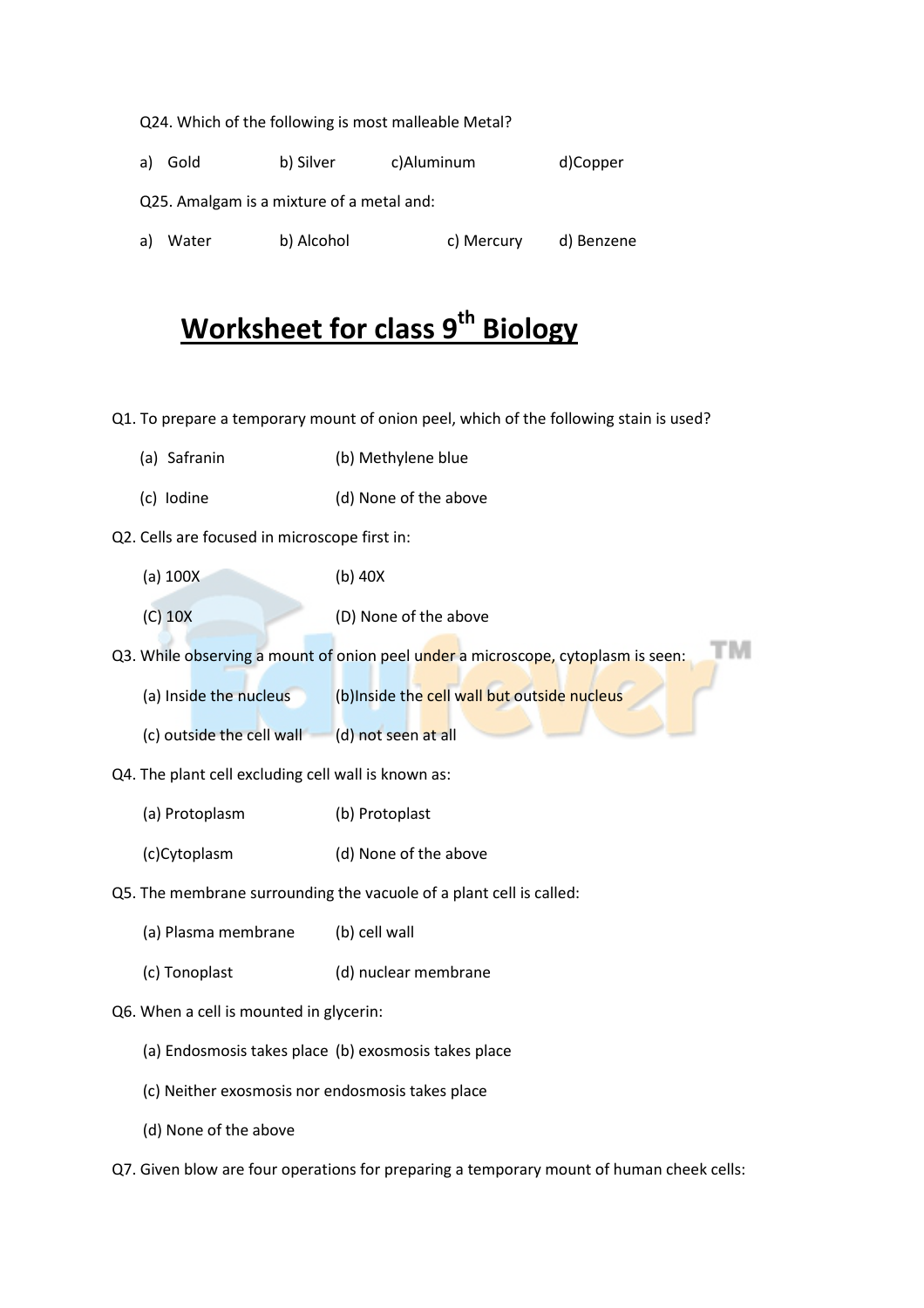Q24. Which of the following is most malleable Metal?

a) Gold b) Silver c)Aluminum d)Copper

Q25. Amalgam is a mixture of a metal and:

a) Water b) Alcohol c) Mercury d) Benzene

# Worksheet for class 9th Biology

Q1. To prepare a temporary mount of onion peel, which of the following stain is used?

(a) Safranin (b) Methylene blue

(c) Iodine (d) None of the above

Q2. Cells are focused in microscope first in:

(a) 100X (b) 40X

(C) 10X (D) None of the above

Q3. While observing a mount of onion peel under a microscope, cytoplasm is seen:

(a) Inside the nucleus (b)Inside the cell wall but outside nucleus

(c) outside the cell wall (d) not seen at all

Q4. The plant cell excluding cell wall is known as:

(a) Protoplasm (b) Protoplast

(c)Cytoplasm (d) None of the above

Q5. The membrane surrounding the vacuole of a plant cell is called:

(a) Plasma membrane (b) cell wall

(c) Tonoplast (d) nuclear membrane

Q6. When a cell is mounted in glycerin:

(a) Endosmosis takes place (b) exosmosis takes place

(c) Neither exosmosis nor endosmosis takes place

(d) None of the above

Q7. Given blow are four operations for preparing a temporary mount of human cheek cells: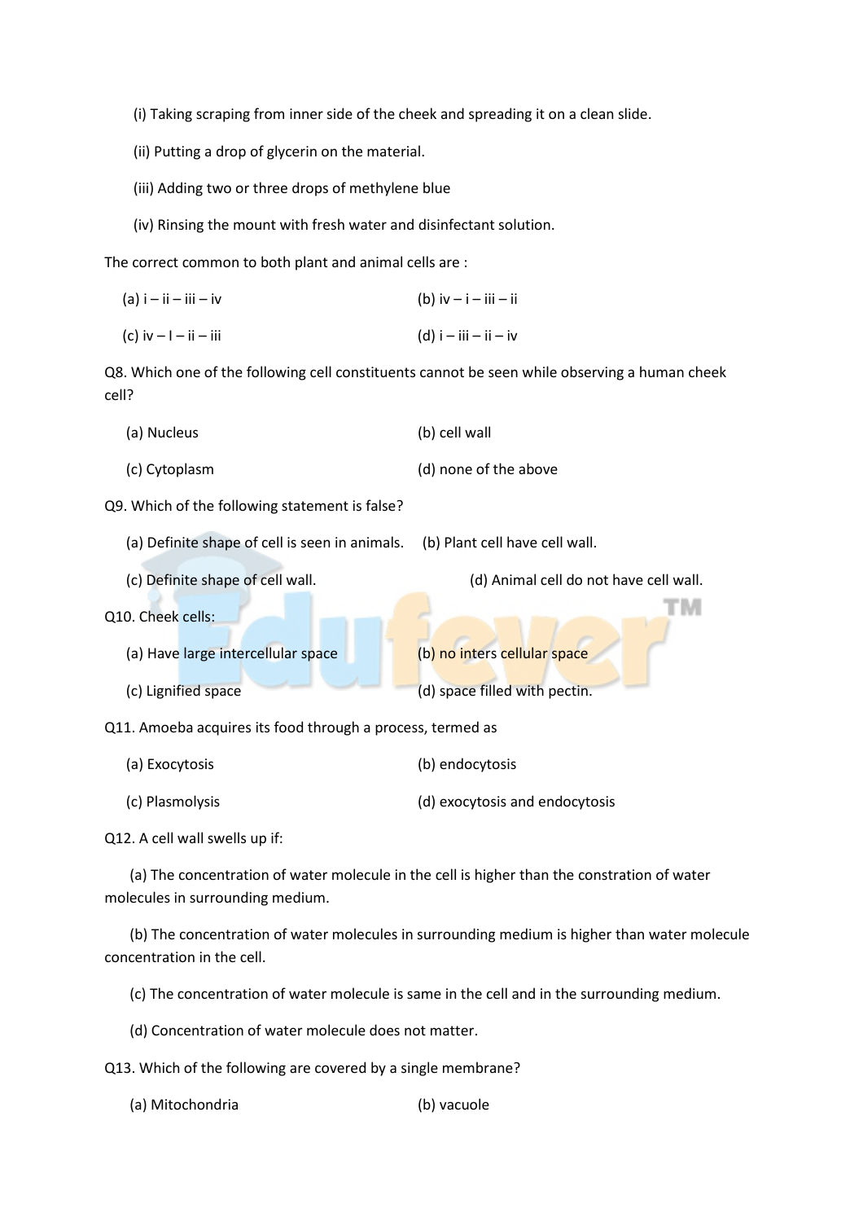(i) Taking scraping from inner side of the cheek and spreading it on a clean slide.

(ii) Putting a drop of glycerin on the material.

(iii) Adding two or three drops of methylene blue

(iv) Rinsing the mount with fresh water and disinfectant solution.

The correct common to both plant and animal cells are :

(a) i – ii – iii – iv (b) iv – i – iii – ii

(c) iv – I – ii – iii (d) i – iii – ii – iv

Q8. Which one of the following cell constituents cannot be seen while observing a human cheek cell?

(a) Nucleus (b) cell wall

(c) Cytoplasm (d) none of the above

Q9. Which of the following statement is false?

(a) Definite shape of cell is seen in animals. (b) Plant cell have cell wall.

(c) Definite shape of cell wall. (d) Animal cell do not have cell wall.

Q10. Cheek cells:

(a) Have large intercellular space (b) no inters cellular space

(c) Lignified space (d) space filled with pectin.

Q11. Amoeba acquires its food through a process, termed as

(a) Exocytosis (b) endocytosis

(c) Plasmolysis (d) exocytosis and endocytosis

Q12. A cell wall swells up if:

(a) The concentration of water molecule in the cell is higher than the constration of water molecules in surrounding medium.

(b) The concentration of water molecules in surrounding medium is higher than water molecule concentration in the cell.

(c) The concentration of water molecule is same in the cell and in the surrounding medium.

(d) Concentration of water molecule does not matter.

Q13. Which of the following are covered by a single membrane?

(a) Mitochondria (b) vacuole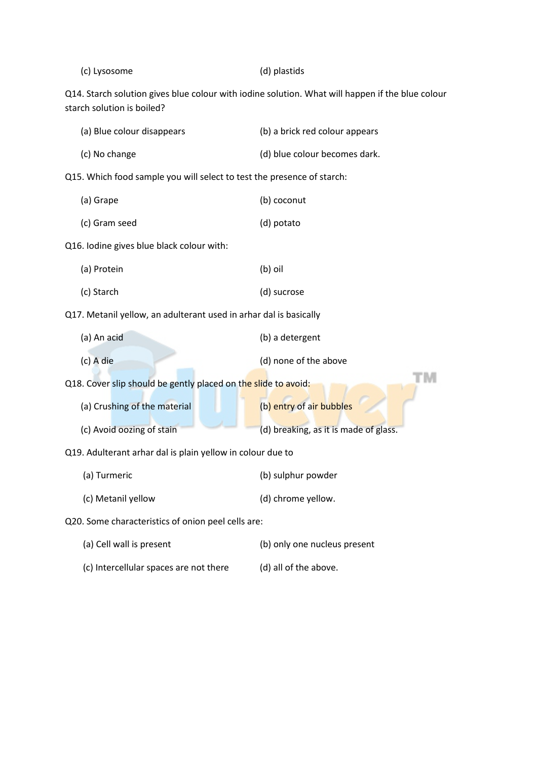(c) Lysosome

(d) plastids

Q14. Starch solution gives blue colour with iodine solution. What will happen if the blue colour starch solution is boiled?

(a) Blue colour disappears

(b) a brick red colour appears

(c) No change

(d) blue colour becomes dark.

Q15. Which food sample you will select to test the presence of starch:

(a) Grape

(b) coconut

(c) Gram seed

(d) potato

Q16. Iodine gives blue black colour with:

(a) Protein

(b) oil

(c) Starch

(d) sucrose

Q17. Metanil yellow, an adulterant used in arhar dal is basically

(a) An acid

(b) a detergent

(c) A die

(d) none of the above

Q18. Cover slip should be gently placed on the slide to avoid:

(a) Crushing of the material

(b) entry of air bubbles

(c) Avoid oozing of stain

(d) breaking, as it is made of glass.

Q19. Adulterant arhar dal is plain yellow in colour due to

(a) Turmeric

(b) sulphur powder

(c) Metanil yellow

(d) chrome yellow.

Q20. Some characteristics of onion peel cells are:

(a) Cell wall is present

(b) only one nucleus present

(c) Intercellular spaces are not there

(d) all of the above.